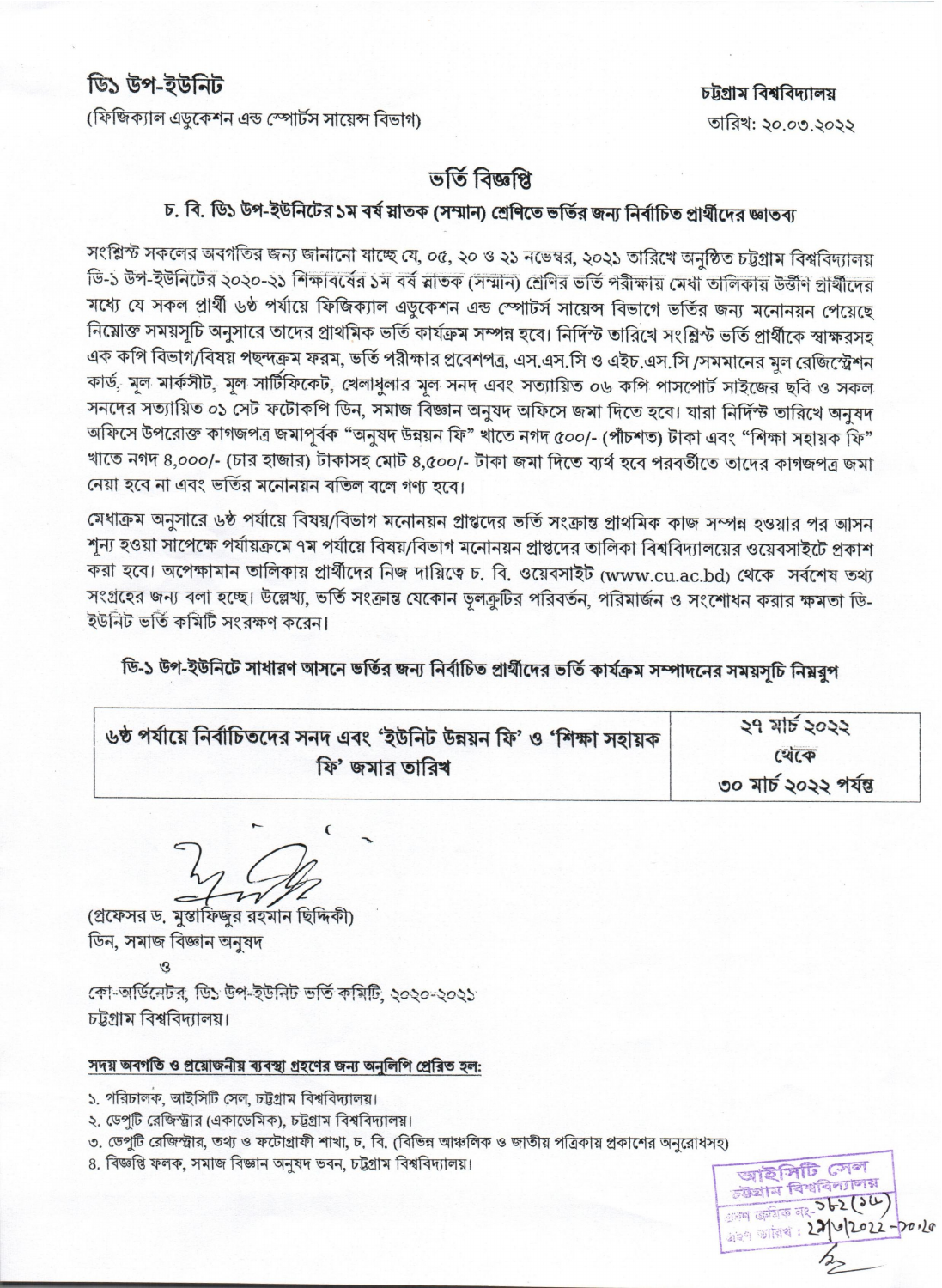**ডি১ উপ-ইউনিট**
(ফিজিক্যাল এডুকেশন এন্ড স্পোর্টস সায়েন্স বিভাগ)

**চট্টগ্রাম বিশ্ববিদ্যালয়**
তারিখ: ২০.০৩.২০২২

# ভর্তি বিজ্ঞপ্তি

## চ. বি. ডি১ উপ-ইউনিটের ১ম বর্ষ স্নাতক (সম্মান) শ্রেণিতে ভর্তির জন্য নির্বাচিত প্রার্থীদের জ্ঞাতব্য

সংশ্লিষ্ট সকলের অবগতির জন্য জানানো যাচ্ছে যে, ০৫, ২০ ও ২১ নভেম্বর, ২০২১ তারিখে অনুষ্ঠিত চট্টগ্রাম বিশ্ববিদ্যালয় ডি-১ উপ-ইউনিটের ২০২০-২১ শিক্ষাবর্ষের ১ম বর্ষ স্নাতক (সম্মান) শ্রেণির ভর্তি পরীক্ষায় মেধা তালিকায় উত্তীর্ণ প্রার্থীদের মধ্যে যে সকল প্রার্থী ৬ষ্ঠ পর্যায়ে ফিজিক্যাল এডুকেশন এন্ড স্পোর্টস সায়েন্স বিভাগে ভর্তির জন্য মনোনয়ন পেয়েছে নিম্নোক্ত সময়সূচি অনুসারে তাদের প্রাথমিক ভর্তি কার্যক্রম সম্পন্ন হবে। নির্দিষ্ট তারিখে সংশ্লিষ্ট ভর্তি প্রার্থীকে স্বাক্ষরসহ এক কপি বিভাগ/বিষয় পছন্দক্রম ফরম, ভর্তি পরীক্ষার প্রবেশপত্র, এস.এস.সি ও এইচ.এস.সি /সমমানের মূল রেজিস্ট্রেশন কার্ড, মূল মার্কসীট, মূল সার্টিফিকেট, খেলাধুলার মূল সনদ এবং সত্যায়িত ০৬ কপি পাসপোর্ট সাইজের ছবি ও সকল সনদের সত্যায়িত ০১ সেট ফটোকপি ডিন, সমাজ বিজ্ঞান অনুষদ অফিসে জমা দিতে হবে। যারা নির্দিষ্ট তারিখে অনুষদ অফিসে উপরোক্ত কাগজপত্র জমাপূর্বক "অনুষদ উন্নয়ন ফি" খাতে নগদ ৫০০/- (পাঁচশত) টাকা এবং "শিক্ষা সহায়ক ফি" খাতে নগদ ৪,০০০/- (চার হাজার) টাকাসহ মোট ৪,৫০০/- টাকা জমা দিতে ব্যর্থ হবে পরবর্তীতে তাদের কাগজপত্র জমা নেয়া হবে না এবং ভর্তির মনোনয়ন বতিল বলে গণ্য হবে।

মেধাক্রম অনুসারে ৬ষ্ঠ পর্যায়ে বিষয়/বিভাগ মনোনয়ন প্রাপ্তদের ভর্তি সংক্রান্ত প্রাথমিক কাজ সম্পন্ন হওয়ার পর আসন শূন্য হওয়া সাপেক্ষে পর্যায়ক্রমে ৭ম পর্যায়ে বিষয়/বিভাগ মনোনয়ন প্রাপ্তদের তালিকা বিশ্ববিদ্যালয়ের ওয়েবসাইটে প্রকাশ করা হবে। অপেক্ষামান তালিকায় প্রার্থীদের নিজ দায়িত্বে চ. বি. ওয়েবসাইট (www.cu.ac.bd) থেকে সর্বশেষ তথ্য সংগ্রহের জন্য বলা হচ্ছে। উল্লেখ্য, ভর্তি সংক্রান্ত যেকোন ভুলত্রুটির পরিবর্তন, পরিমার্জন ও সংশোধন করার ক্ষমতা ডি-ইউনিট ভর্তি কমিটি সংরক্ষণ করেন।

**ডি-১ উপ-ইউনিটে সাধারণ আসনে ভর্তির জন্য নির্বাচিত প্রার্থীদের ভর্তি কার্যক্রম সম্পাদনের সময়সূচি নিম্নরূপ**

| | |
|---|---|
| ৬ষ্ঠ পর্যায়ে নির্বাচিতদের সনদ এবং 'ইউনিট উন্নয়ন ফি' ও 'শিক্ষা সহায়ক ফি' জমার তারিখ | ২৭ মার্চ ২০২২ থেকে ৩০ মার্চ ২০২২ পর্যন্ত |

(প্রফেসর ড. মুস্তাফিজুর রহমান ছিদ্দিকী)
ডিন, সমাজ বিজ্ঞান অনুষদ
ও
কো-অর্ডিনেটর, ডি১ উপ-ইউনিট ভর্তি কমিটি, ২০২০-২০২১
চট্টগ্রাম বিশ্ববিদ্যালয়।

**সদয় অবগতি ও প্রয়োজনীয় ব্যবস্থা গ্রহণের জন্য অনুলিপি প্রেরিত হল:**

১. পরিচালক, আইসিটি সেল, চট্টগ্রাম বিশ্ববিদ্যালয়।
২. ডেপুটি রেজিস্ট্রার (একাডেমিক), চট্টগ্রাম বিশ্ববিদ্যালয়।
৩. ডেপুটি রেজিস্ট্রার, তথ্য ও ফটোগ্রাফী শাখা, চ. বি. (বিভিন্ন আঞ্চলিক ও জাতীয় পত্রিকায় প্রকাশের অনুরোধসহ)
৪. বিজ্ঞপ্তি ফলক, সমাজ বিজ্ঞান অনুষদ ভবন, চট্টগ্রাম বিশ্ববিদ্যালয়।

আইসিটি সেল
চট্টগ্রাম বিশ্ববিদ্যালয়
প্রাপ্তি ক্রমিক নং- ১৬২(১৬)
গ্রহণ তারিখ: 22/3/2022 - 10.20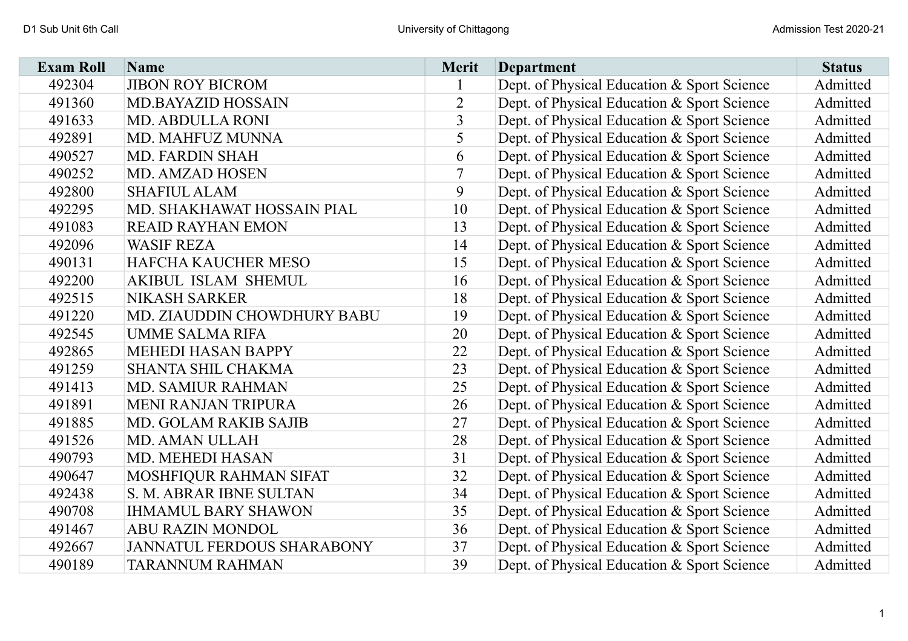| Exam Roll | Name | Merit | Department | Status |
|---|---|---|---|---|
| 492304 | JIBON ROY BICROM | 1 | Dept. of Physical Education & Sport Science | Admitted |
| 491360 | MD.BAYAZID HOSSAIN | 2 | Dept. of Physical Education & Sport Science | Admitted |
| 491633 | MD. ABDULLA RONI | 3 | Dept. of Physical Education & Sport Science | Admitted |
| 492891 | MD. MAHFUZ MUNNA | 5 | Dept. of Physical Education & Sport Science | Admitted |
| 490527 | MD. FARDIN SHAH | 6 | Dept. of Physical Education & Sport Science | Admitted |
| 490252 | MD. AMZAD HOSEN | 7 | Dept. of Physical Education & Sport Science | Admitted |
| 492800 | SHAFIUL ALAM | 9 | Dept. of Physical Education & Sport Science | Admitted |
| 492295 | MD. SHAKHAWAT HOSSAIN PIAL | 10 | Dept. of Physical Education & Sport Science | Admitted |
| 491083 | REAID RAYHAN EMON | 13 | Dept. of Physical Education & Sport Science | Admitted |
| 492096 | WASIF REZA | 14 | Dept. of Physical Education & Sport Science | Admitted |
| 490131 | HAFCHA KAUCHER MESO | 15 | Dept. of Physical Education & Sport Science | Admitted |
| 492200 | AKIBUL ISLAM SHEMUL | 16 | Dept. of Physical Education & Sport Science | Admitted |
| 492515 | NIKASH SARKER | 18 | Dept. of Physical Education & Sport Science | Admitted |
| 491220 | MD. ZIAUDDIN CHOWDHURY BABU | 19 | Dept. of Physical Education & Sport Science | Admitted |
| 492545 | UMME SALMA RIFA | 20 | Dept. of Physical Education & Sport Science | Admitted |
| 492865 | MEHEDI HASAN BAPPY | 22 | Dept. of Physical Education & Sport Science | Admitted |
| 491259 | SHANTA SHIL CHAKMA | 23 | Dept. of Physical Education & Sport Science | Admitted |
| 491413 | MD. SAMIUR RAHMAN | 25 | Dept. of Physical Education & Sport Science | Admitted |
| 491891 | MENI RANJAN TRIPURA | 26 | Dept. of Physical Education & Sport Science | Admitted |
| 491885 | MD. GOLAM RAKIB SAJIB | 27 | Dept. of Physical Education & Sport Science | Admitted |
| 491526 | MD. AMAN ULLAH | 28 | Dept. of Physical Education & Sport Science | Admitted |
| 490793 | MD. MEHEDI HASAN | 31 | Dept. of Physical Education & Sport Science | Admitted |
| 490647 | MOSHFIQUR RAHMAN SIFAT | 32 | Dept. of Physical Education & Sport Science | Admitted |
| 492438 | S. M. ABRAR IBNE SULTAN | 34 | Dept. of Physical Education & Sport Science | Admitted |
| 490708 | IHMAMUL BARY SHAWON | 35 | Dept. of Physical Education & Sport Science | Admitted |
| 491467 | ABU RAZIN MONDOL | 36 | Dept. of Physical Education & Sport Science | Admitted |
| 492667 | JANNATUL FERDOUS SHARABONY | 37 | Dept. of Physical Education & Sport Science | Admitted |
| 490189 | TARANNUM RAHMAN | 39 | Dept. of Physical Education & Sport Science | Admitted |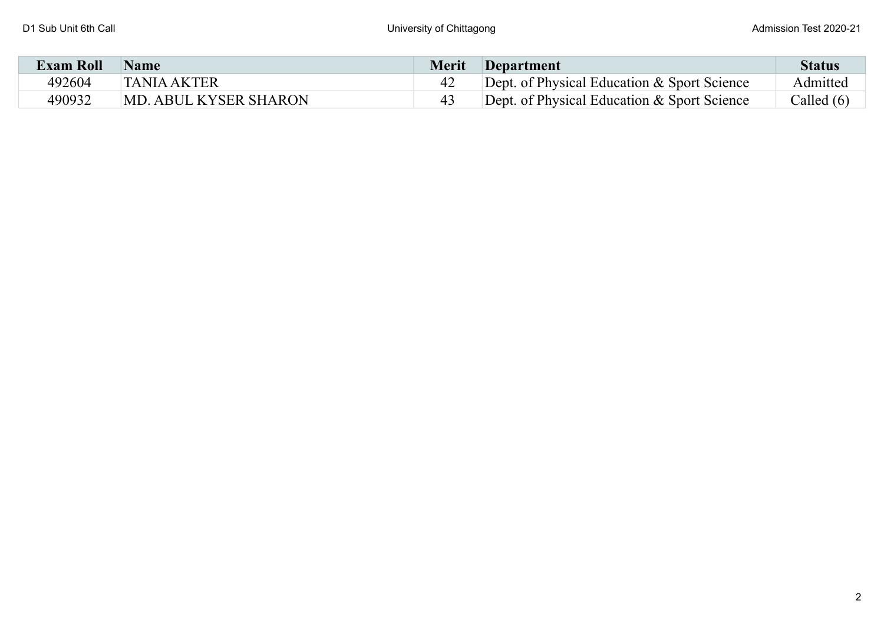| Exam Roll | Name | Merit | Department | Status |
|---|---|---|---|---|
| 492604 | TANIA AKTER | 42 | Dept. of Physical Education & Sport Science | Admitted |
| 490932 | MD. ABUL KYSER SHARON | 43 | Dept. of Physical Education & Sport Science | Called (6) |